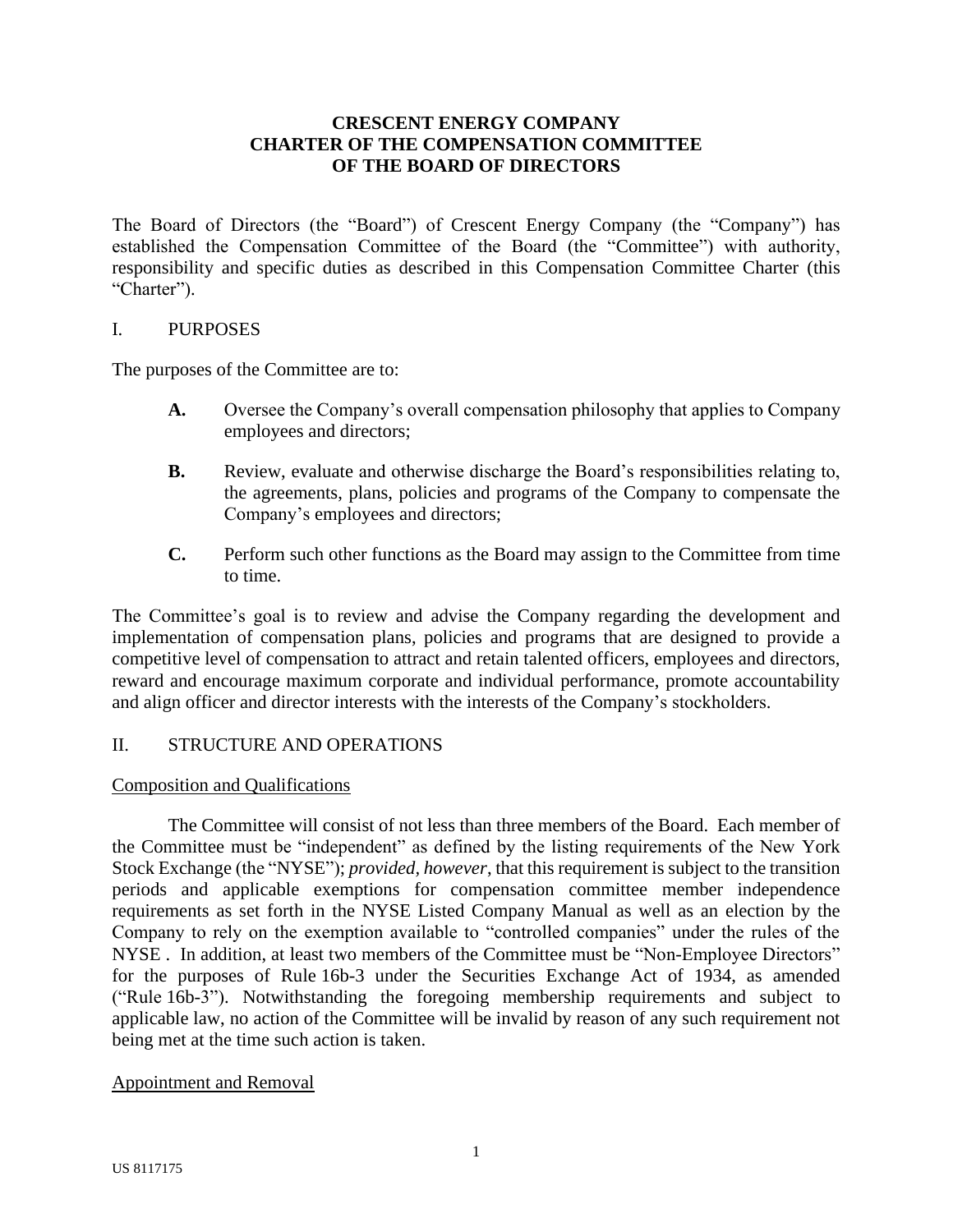# CRESCENT ENERGY COMPANY
# CHARTER OF THE COMPENSATION COMMITTEE
# OF THE BOARD OF DIRECTORS

The Board of Directors (the "Board") of Crescent Energy Company (the "Company") has established the Compensation Committee of the Board (the "Committee") with authority, responsibility and specific duties as described in this Compensation Committee Charter (this "Charter").

## I. PURPOSES

The purposes of the Committee are to:

- **A.** Oversee the Company's overall compensation philosophy that applies to Company employees and directors;
- **B.** Review, evaluate and otherwise discharge the Board's responsibilities relating to, the agreements, plans, policies and programs of the Company to compensate the Company's employees and directors;
- **C.** Perform such other functions as the Board may assign to the Committee from time to time.

The Committee's goal is to review and advise the Company regarding the development and implementation of compensation plans, policies and programs that are designed to provide a competitive level of compensation to attract and retain talented officers, employees and directors, reward and encourage maximum corporate and individual performance, promote accountability and align officer and director interests with the interests of the Company's stockholders.

## II. STRUCTURE AND OPERATIONS

### Composition and Qualifications

The Committee will consist of not less than three members of the Board. Each member of the Committee must be "independent" as defined by the listing requirements of the New York Stock Exchange (the "NYSE"); *provided, however*, that this requirement is subject to the transition periods and applicable exemptions for compensation committee member independence requirements as set forth in the NYSE Listed Company Manual as well as an election by the Company to rely on the exemption available to "controlled companies" under the rules of the NYSE . In addition, at least two members of the Committee must be "Non-Employee Directors" for the purposes of Rule 16b-3 under the Securities Exchange Act of 1934, as amended ("Rule 16b-3"). Notwithstanding the foregoing membership requirements and subject to applicable law, no action of the Committee will be invalid by reason of any such requirement not being met at the time such action is taken.

### Appointment and Removal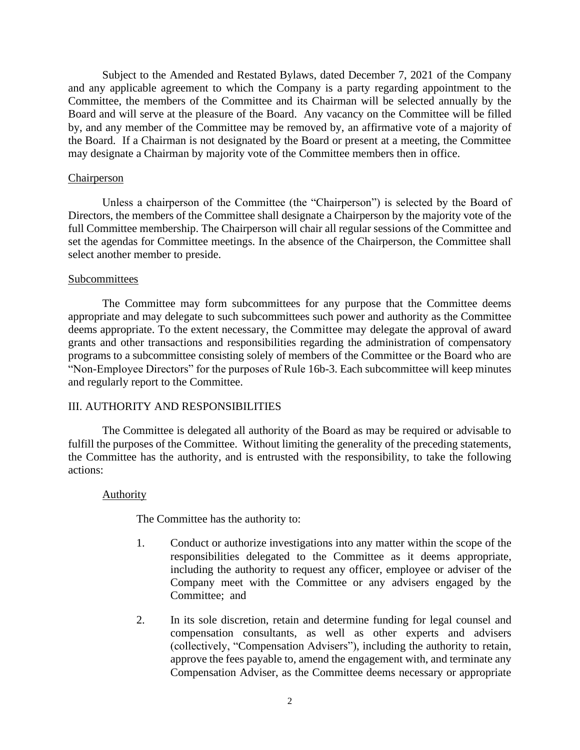Subject to the Amended and Restated Bylaws, dated December 7, 2021 of the Company and any applicable agreement to which the Company is a party regarding appointment to the Committee, the members of the Committee and its Chairman will be selected annually by the Board and will serve at the pleasure of the Board. Any vacancy on the Committee will be filled by, and any member of the Committee may be removed by, an affirmative vote of a majority of the Board. If a Chairman is not designated by the Board or present at a meeting, the Committee may designate a Chairman by majority vote of the Committee members then in office.

Chairperson

Unless a chairperson of the Committee (the "Chairperson") is selected by the Board of Directors, the members of the Committee shall designate a Chairperson by the majority vote of the full Committee membership. The Chairperson will chair all regular sessions of the Committee and set the agendas for Committee meetings. In the absence of the Chairperson, the Committee shall select another member to preside.

Subcommittees

The Committee may form subcommittees for any purpose that the Committee deems appropriate and may delegate to such subcommittees such power and authority as the Committee deems appropriate. To the extent necessary, the Committee may delegate the approval of award grants and other transactions and responsibilities regarding the administration of compensatory programs to a subcommittee consisting solely of members of the Committee or the Board who are "Non-Employee Directors" for the purposes of Rule 16b-3. Each subcommittee will keep minutes and regularly report to the Committee.

## III. AUTHORITY AND RESPONSIBILITIES

The Committee is delegated all authority of the Board as may be required or advisable to fulfill the purposes of the Committee. Without limiting the generality of the preceding statements, the Committee has the authority, and is entrusted with the responsibility, to take the following actions:

Authority

The Committee has the authority to:

1. Conduct or authorize investigations into any matter within the scope of the responsibilities delegated to the Committee as it deems appropriate, including the authority to request any officer, employee or adviser of the Company meet with the Committee or any advisers engaged by the Committee; and

2. In its sole discretion, retain and determine funding for legal counsel and compensation consultants, as well as other experts and advisers (collectively, "Compensation Advisers"), including the authority to retain, approve the fees payable to, amend the engagement with, and terminate any Compensation Adviser, as the Committee deems necessary or appropriate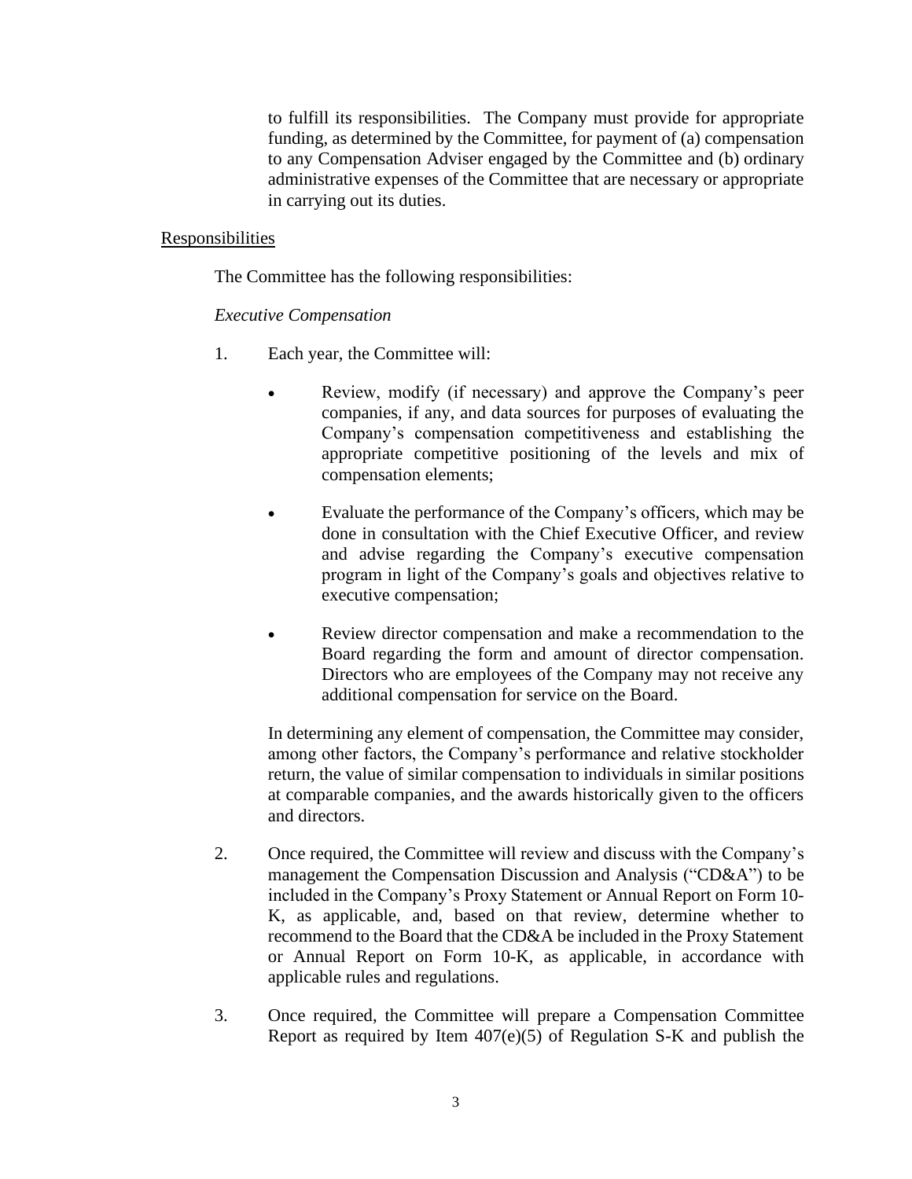to fulfill its responsibilities. The Company must provide for appropriate funding, as determined by the Committee, for payment of (a) compensation to any Compensation Adviser engaged by the Committee and (b) ordinary administrative expenses of the Committee that are necessary or appropriate in carrying out its duties.

<u>Responsibilities</u>

The Committee has the following responsibilities:

*Executive Compensation*

1. Each year, the Committee will:

   - Review, modify (if necessary) and approve the Company's peer companies, if any, and data sources for purposes of evaluating the Company's compensation competitiveness and establishing the appropriate competitive positioning of the levels and mix of compensation elements;

   - Evaluate the performance of the Company's officers, which may be done in consultation with the Chief Executive Officer, and review and advise regarding the Company's executive compensation program in light of the Company's goals and objectives relative to executive compensation;

   - Review director compensation and make a recommendation to the Board regarding the form and amount of director compensation. Directors who are employees of the Company may not receive any additional compensation for service on the Board.

   In determining any element of compensation, the Committee may consider, among other factors, the Company's performance and relative stockholder return, the value of similar compensation to individuals in similar positions at comparable companies, and the awards historically given to the officers and directors.

2. Once required, the Committee will review and discuss with the Company's management the Compensation Discussion and Analysis ("CD&A") to be included in the Company's Proxy Statement or Annual Report on Form 10-K, as applicable, and, based on that review, determine whether to recommend to the Board that the CD&A be included in the Proxy Statement or Annual Report on Form 10-K, as applicable, in accordance with applicable rules and regulations.

3. Once required, the Committee will prepare a Compensation Committee Report as required by Item 407(e)(5) of Regulation S-K and publish the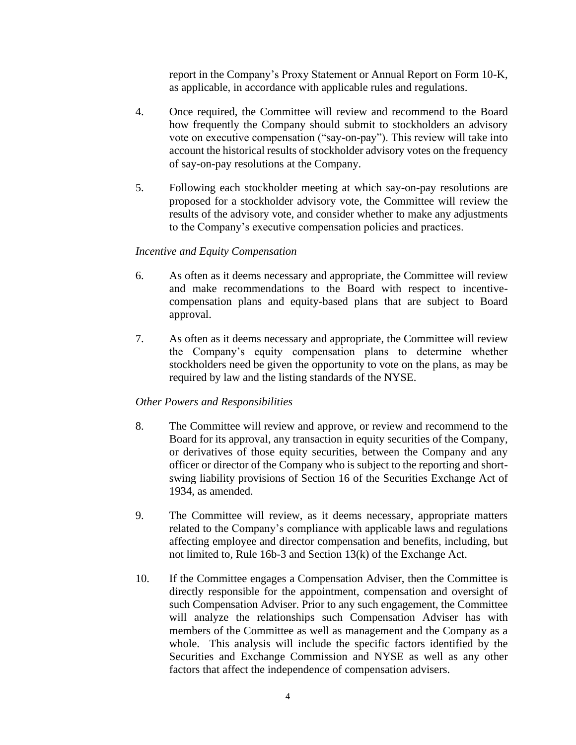report in the Company's Proxy Statement or Annual Report on Form 10-K, as applicable, in accordance with applicable rules and regulations.

4. Once required, the Committee will review and recommend to the Board how frequently the Company should submit to stockholders an advisory vote on executive compensation ("say-on-pay"). This review will take into account the historical results of stockholder advisory votes on the frequency of say-on-pay resolutions at the Company.

5. Following each stockholder meeting at which say-on-pay resolutions are proposed for a stockholder advisory vote, the Committee will review the results of the advisory vote, and consider whether to make any adjustments to the Company's executive compensation policies and practices.

*Incentive and Equity Compensation*

6. As often as it deems necessary and appropriate, the Committee will review and make recommendations to the Board with respect to incentive-compensation plans and equity-based plans that are subject to Board approval.

7. As often as it deems necessary and appropriate, the Committee will review the Company's equity compensation plans to determine whether stockholders need be given the opportunity to vote on the plans, as may be required by law and the listing standards of the NYSE.

*Other Powers and Responsibilities*

8. The Committee will review and approve, or review and recommend to the Board for its approval, any transaction in equity securities of the Company, or derivatives of those equity securities, between the Company and any officer or director of the Company who is subject to the reporting and short-swing liability provisions of Section 16 of the Securities Exchange Act of 1934, as amended.

9. The Committee will review, as it deems necessary, appropriate matters related to the Company's compliance with applicable laws and regulations affecting employee and director compensation and benefits, including, but not limited to, Rule 16b-3 and Section 13(k) of the Exchange Act.

10. If the Committee engages a Compensation Adviser, then the Committee is directly responsible for the appointment, compensation and oversight of such Compensation Adviser. Prior to any such engagement, the Committee will analyze the relationships such Compensation Adviser has with members of the Committee as well as management and the Company as a whole. This analysis will include the specific factors identified by the Securities and Exchange Commission and NYSE as well as any other factors that affect the independence of compensation advisers.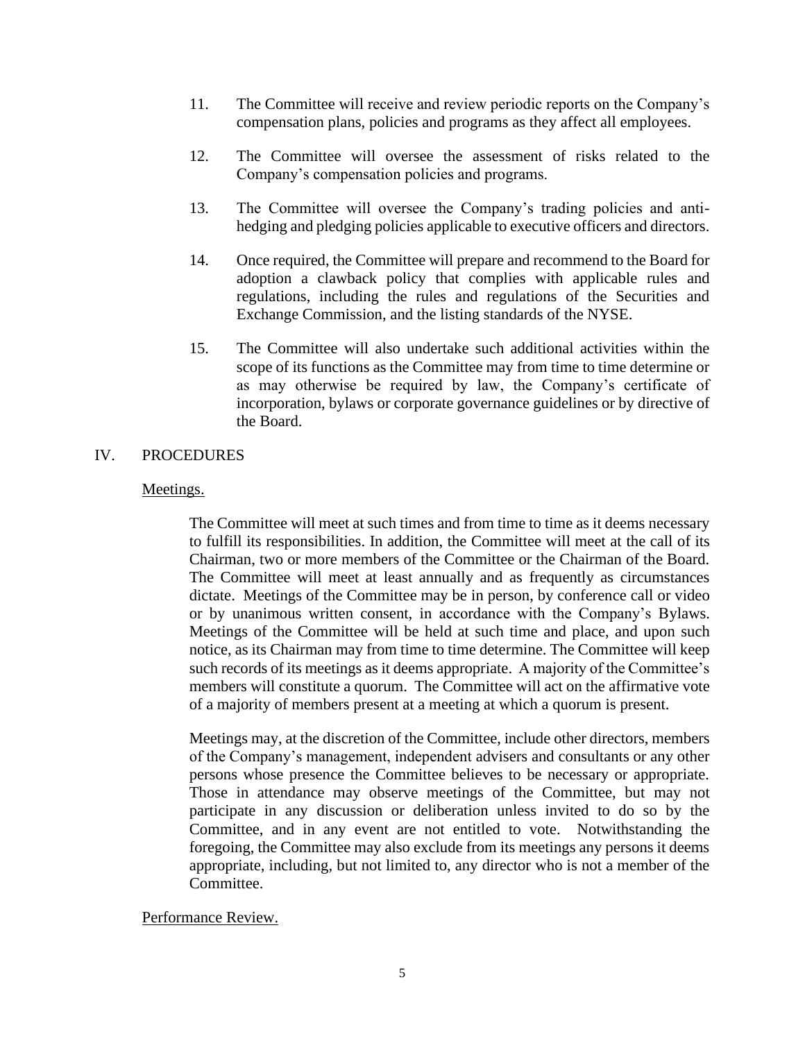11. The Committee will receive and review periodic reports on the Company's compensation plans, policies and programs as they affect all employees.

12. The Committee will oversee the assessment of risks related to the Company's compensation policies and programs.

13. The Committee will oversee the Company's trading policies and anti-hedging and pledging policies applicable to executive officers and directors.

14. Once required, the Committee will prepare and recommend to the Board for adoption a clawback policy that complies with applicable rules and regulations, including the rules and regulations of the Securities and Exchange Commission, and the listing standards of the NYSE.

15. The Committee will also undertake such additional activities within the scope of its functions as the Committee may from time to time determine or as may otherwise be required by law, the Company's certificate of incorporation, bylaws or corporate governance guidelines or by directive of the Board.

## IV. PROCEDURES

<u>Meetings.</u>

The Committee will meet at such times and from time to time as it deems necessary to fulfill its responsibilities. In addition, the Committee will meet at the call of its Chairman, two or more members of the Committee or the Chairman of the Board. The Committee will meet at least annually and as frequently as circumstances dictate. Meetings of the Committee may be in person, by conference call or video or by unanimous written consent, in accordance with the Company's Bylaws. Meetings of the Committee will be held at such time and place, and upon such notice, as its Chairman may from time to time determine. The Committee will keep such records of its meetings as it deems appropriate. A majority of the Committee's members will constitute a quorum. The Committee will act on the affirmative vote of a majority of members present at a meeting at which a quorum is present.

Meetings may, at the discretion of the Committee, include other directors, members of the Company's management, independent advisers and consultants or any other persons whose presence the Committee believes to be necessary or appropriate. Those in attendance may observe meetings of the Committee, but may not participate in any discussion or deliberation unless invited to do so by the Committee, and in any event are not entitled to vote. Notwithstanding the foregoing, the Committee may also exclude from its meetings any persons it deems appropriate, including, but not limited to, any director who is not a member of the Committee.

<u>Performance Review.</u>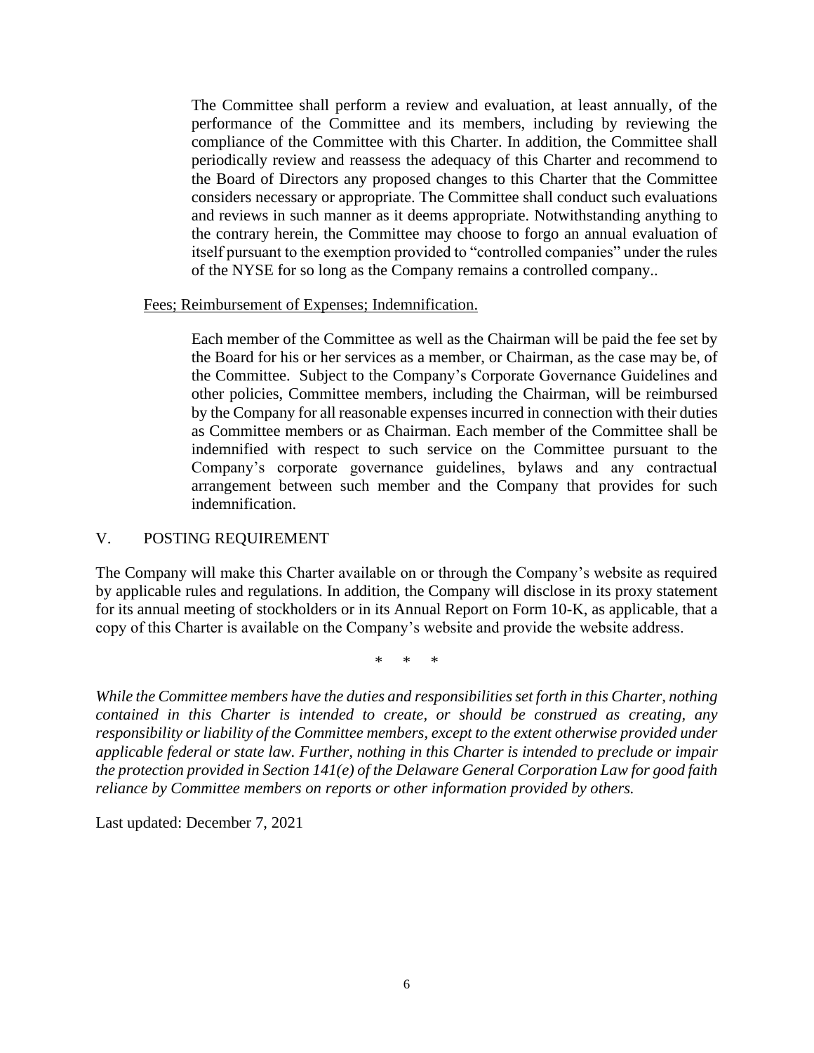The Committee shall perform a review and evaluation, at least annually, of the performance of the Committee and its members, including by reviewing the compliance of the Committee with this Charter. In addition, the Committee shall periodically review and reassess the adequacy of this Charter and recommend to the Board of Directors any proposed changes to this Charter that the Committee considers necessary or appropriate. The Committee shall conduct such evaluations and reviews in such manner as it deems appropriate. Notwithstanding anything to the contrary herein, the Committee may choose to forgo an annual evaluation of itself pursuant to the exemption provided to "controlled companies" under the rules of the NYSE for so long as the Company remains a controlled company..

Fees; Reimbursement of Expenses; Indemnification.

Each member of the Committee as well as the Chairman will be paid the fee set by the Board for his or her services as a member, or Chairman, as the case may be, of the Committee. Subject to the Company's Corporate Governance Guidelines and other policies, Committee members, including the Chairman, will be reimbursed by the Company for all reasonable expenses incurred in connection with their duties as Committee members or as Chairman. Each member of the Committee shall be indemnified with respect to such service on the Committee pursuant to the Company's corporate governance guidelines, bylaws and any contractual arrangement between such member and the Company that provides for such indemnification.

## V. POSTING REQUIREMENT

The Company will make this Charter available on or through the Company's website as required by applicable rules and regulations. In addition, the Company will disclose in its proxy statement for its annual meeting of stockholders or in its Annual Report on Form 10-K, as applicable, that a copy of this Charter is available on the Company's website and provide the website address.

\* \* \*

*While the Committee members have the duties and responsibilities set forth in this Charter, nothing contained in this Charter is intended to create, or should be construed as creating, any responsibility or liability of the Committee members, except to the extent otherwise provided under applicable federal or state law. Further, nothing in this Charter is intended to preclude or impair the protection provided in Section 141(e) of the Delaware General Corporation Law for good faith reliance by Committee members on reports or other information provided by others.*

Last updated: December 7, 2021